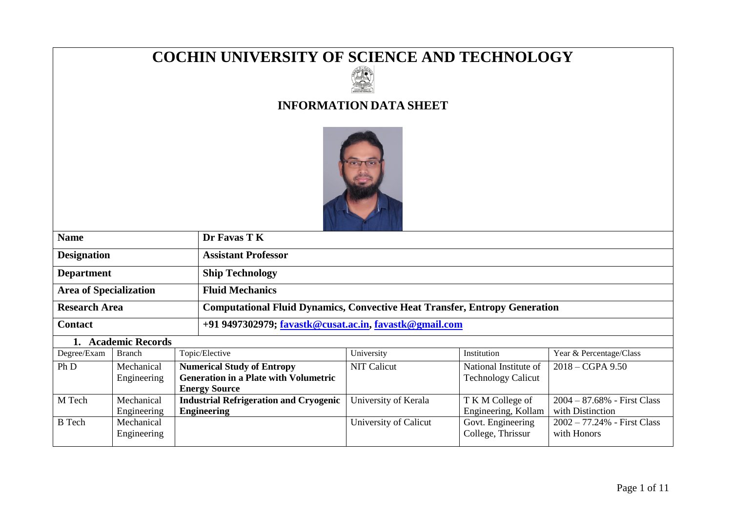# COCHIN UNIVERSITY OF SCIENCE AND TECHNOLOGY

## INFORMATION DATA SHEET

| | |
|---|---|
| **Name** | **Dr Favas T K** |
| **Designation** | **Assistant Professor** |
| **Department** | **Ship Technology** |
| **Area of Specialization** | **Fluid Mechanics** |
| **Research Area** | **Computational Fluid Dynamics, Convective Heat Transfer, Entropy Generation** |
| **Contact** | **+91 9497302979; favastk@cusat.ac.in, favastk@gmail.com** |

### 1. Academic Records

| Degree/Exam | Branch | Topic/Elective | University | Institution | Year & Percentage/Class |
|---|---|---|---|---|---|
| Ph D | Mechanical Engineering | **Numerical Study of Entropy Generation in a Plate with Volumetric Energy Source** | NIT Calicut | National Institute of Technology Calicut | 2018 – CGPA 9.50 |
| M Tech | Mechanical Engineering | **Industrial Refrigeration and Cryogenic Engineering** | University of Kerala | T K M College of Engineering, Kollam | 2004 – 87.68% - First Class with Distinction |
| B Tech | Mechanical Engineering | | University of Calicut | Govt. Engineering College, Thrissur | 2002 – 77.24% - First Class with Honors |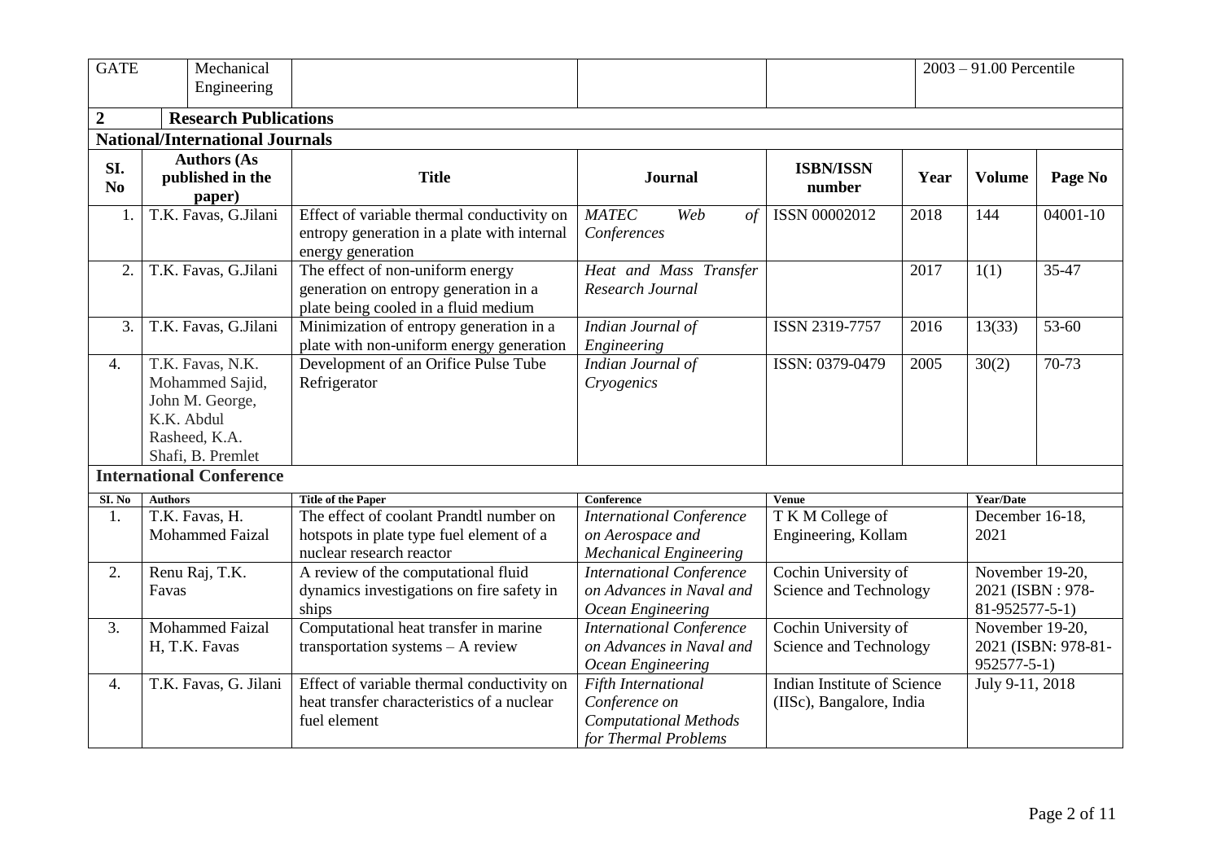| GATE | Mechanical Engineering | | | | 2003 – 91.00 Percentile |
|---|---|---|---|---|---|

## 2 Research Publications

### National/International Journals

| SI. No | Authors (As published in the paper) | Title | Journal | ISBN/ISSN number | Year | Volume | Page No |
|---|---|---|---|---|---|---|---|
| 1. | T.K. Favas, G.Jilani | Effect of variable thermal conductivity on entropy generation in a plate with internal energy generation | *MATEC Web of Conferences* | ISSN 00002012 | 2018 | 144 | 04001-10 |
| 2. | T.K. Favas, G.Jilani | The effect of non-uniform energy generation on entropy generation in a plate being cooled in a fluid medium | *Heat and Mass Transfer Research Journal* | | 2017 | 1(1) | 35-47 |
| 3. | T.K. Favas, G.Jilani | Minimization of entropy generation in a plate with non-uniform energy generation | *Indian Journal of Engineering* | ISSN 2319-7757 | 2016 | 13(33) | 53-60 |
| 4. | T.K. Favas, N.K. Mohammed Sajid, John M. George, K.K. Abdul Rasheed, K.A. Shafi, B. Premlet | Development of an Orifice Pulse Tube Refrigerator | *Indian Journal of Cryogenics* | ISSN: 0379-0479 | 2005 | 30(2) | 70-73 |

### International Conference

| SI. No | Authors | Title of the Paper | Conference | Venue | Year/Date |
|---|---|---|---|---|---|
| 1. | T.K. Favas, H. Mohammed Faizal | The effect of coolant Prandtl number on hotspots in plate type fuel element of a nuclear research reactor | *International Conference on Aerospace and Mechanical Engineering* | T K M College of Engineering, Kollam | December 16-18, 2021 |
| 2. | Renu Raj, T.K. Favas | A review of the computational fluid dynamics investigations on fire safety in ships | *International Conference on Advances in Naval and Ocean Engineering* | Cochin University of Science and Technology | November 19-20, 2021 (ISBN : 978-81-952577-5-1) |
| 3. | Mohammed Faizal H, T.K. Favas | Computational heat transfer in marine transportation systems – A review | *International Conference on Advances in Naval and Ocean Engineering* | Cochin University of Science and Technology | November 19-20, 2021 (ISBN: 978-81-952577-5-1) |
| 4. | T.K. Favas, G. Jilani | Effect of variable thermal conductivity on heat transfer characteristics of a nuclear fuel element | *Fifth International Conference on Computational Methods for Thermal Problems* | Indian Institute of Science (IISc), Bangalore, India | July 9-11, 2018 |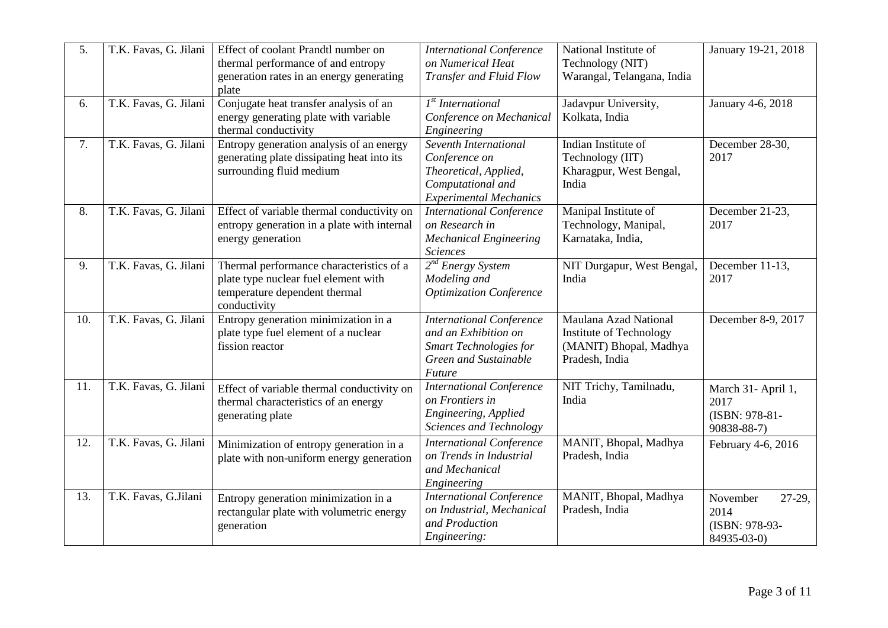| 5. | T.K. Favas, G. Jilani | Effect of coolant Prandtl number on thermal performance of and entropy generation rates in an energy generating plate | *International Conference on Numerical Heat Transfer and Fluid Flow* | National Institute of Technology (NIT) Warangal, Telangana, India | January 19-21, 2018 |
|---|---|---|---|---|---|
| 6. | T.K. Favas, G. Jilani | Conjugate heat transfer analysis of an energy generating plate with variable thermal conductivity | *1st International Conference on Mechanical Engineering* | Jadavpur University, Kolkata, India | January 4-6, 2018 |
| 7. | T.K. Favas, G. Jilani | Entropy generation analysis of an energy generating plate dissipating heat into its surrounding fluid medium | *Seventh International Conference on Theoretical, Applied, Computational and Experimental Mechanics* | Indian Institute of Technology (IIT) Kharagpur, West Bengal, India | December 28-30, 2017 |
| 8. | T.K. Favas, G. Jilani | Effect of variable thermal conductivity on entropy generation in a plate with internal energy generation | *International Conference on Research in Mechanical Engineering Sciences* | Manipal Institute of Technology, Manipal, Karnataka, India, | December 21-23, 2017 |
| 9. | T.K. Favas, G. Jilani | Thermal performance characteristics of a plate type nuclear fuel element with temperature dependent thermal conductivity | *2nd Energy System Modeling and Optimization Conference* | NIT Durgapur, West Bengal, India | December 11-13, 2017 |
| 10. | T.K. Favas, G. Jilani | Entropy generation minimization in a plate type fuel element of a nuclear fission reactor | *International Conference and an Exhibition on Smart Technologies for Green and Sustainable Future* | Maulana Azad National Institute of Technology (MANIT) Bhopal, Madhya Pradesh, India | December 8-9, 2017 |
| 11. | T.K. Favas, G. Jilani | Effect of variable thermal conductivity on thermal characteristics of an energy generating plate | *International Conference on Frontiers in Engineering, Applied Sciences and Technology* | NIT Trichy, Tamilnadu, India | March 31- April 1, 2017 (ISBN: 978-81-90838-88-7) |
| 12. | T.K. Favas, G. Jilani | Minimization of entropy generation in a plate with non-uniform energy generation | *International Conference on Trends in Industrial and Mechanical Engineering* | MANIT, Bhopal, Madhya Pradesh, India | February 4-6, 2016 |
| 13. | T.K. Favas, G.Jilani | Entropy generation minimization in a rectangular plate with volumetric energy generation | *International Conference on Industrial, Mechanical and Production Engineering:* | MANIT, Bhopal, Madhya Pradesh, India | November 27-29, 2014 (ISBN: 978-93-84935-03-0) |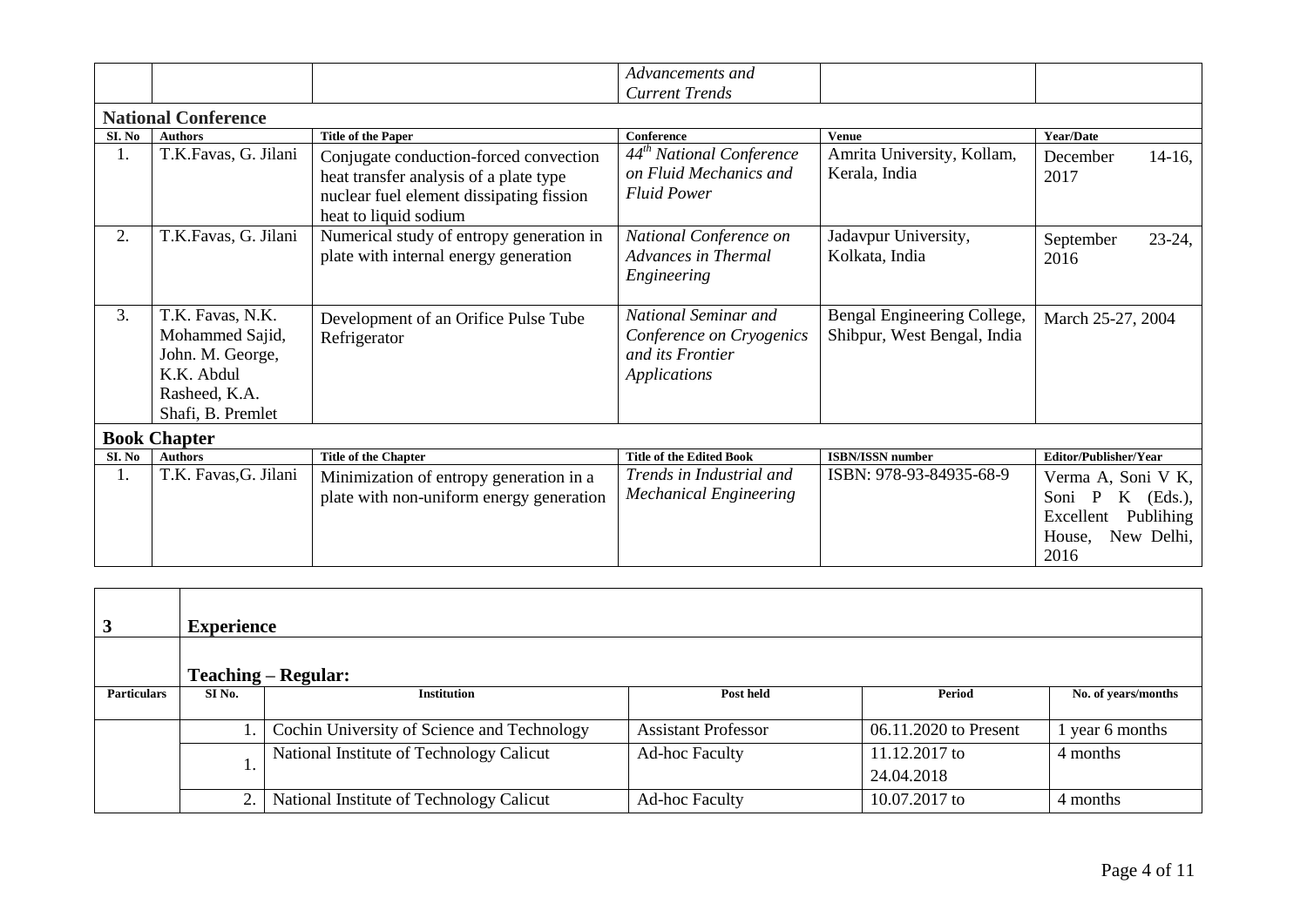|  |  |  | *Advancements and Current Trends* |  |  |
|---|---|---|---|---|---|

**National Conference**

| SI. No | Authors | Title of the Paper | Conference | Venue | Year/Date |
|---|---|---|---|---|---|
| 1. | T.K.Favas, G. Jilani | Conjugate conduction-forced convection heat transfer analysis of a plate type nuclear fuel element dissipating fission heat to liquid sodium | *44th National Conference on Fluid Mechanics and Fluid Power* | Amrita University, Kollam, Kerala, India | December 14-16, 2017 |
| 2. | T.K.Favas, G. Jilani | Numerical study of entropy generation in plate with internal energy generation | *National Conference on Advances in Thermal Engineering* | Jadavpur University, Kolkata, India | September 23-24, 2016 |
| 3. | T.K. Favas, N.K. Mohammed Sajid, John. M. George, K.K. Abdul Rasheed, K.A. Shafi, B. Premlet | Development of an Orifice Pulse Tube Refrigerator | *National Seminar and Conference on Cryogenics and its Frontier Applications* | Bengal Engineering College, Shibpur, West Bengal, India | March 25-27, 2004 |

**Book Chapter**

| SI. No | Authors | Title of the Chapter | Title of the Edited Book | ISBN/ISSN number | Editor/Publisher/Year |
|---|---|---|---|---|---|
| 1. | T.K. Favas,G. Jilani | Minimization of entropy generation in a plate with non-uniform energy generation | *Trends in Industrial and Mechanical Engineering* | ISBN: 978-93-84935-68-9 | Verma A, Soni V K, Soni P K (Eds.), Excellent Publihing House, New Delhi, 2016 |

| 3 | **Experience** |  |  |  |  |
|---|---|---|---|---|---|
|  | **Teaching – Regular:** |  |  |  |  |
| **Particulars** | **SI No.** | **Institution** | **Post held** | **Period** | **No. of years/months** |
|  | 1. | Cochin University of Science and Technology | Assistant Professor | 06.11.2020 to Present | 1 year 6 months |
|  | 1. | National Institute of Technology Calicut | Ad-hoc Faculty | 11.12.2017 to 24.04.2018 | 4 months |
|  | 2. | National Institute of Technology Calicut | Ad-hoc Faculty | 10.07.2017 to | 4 months |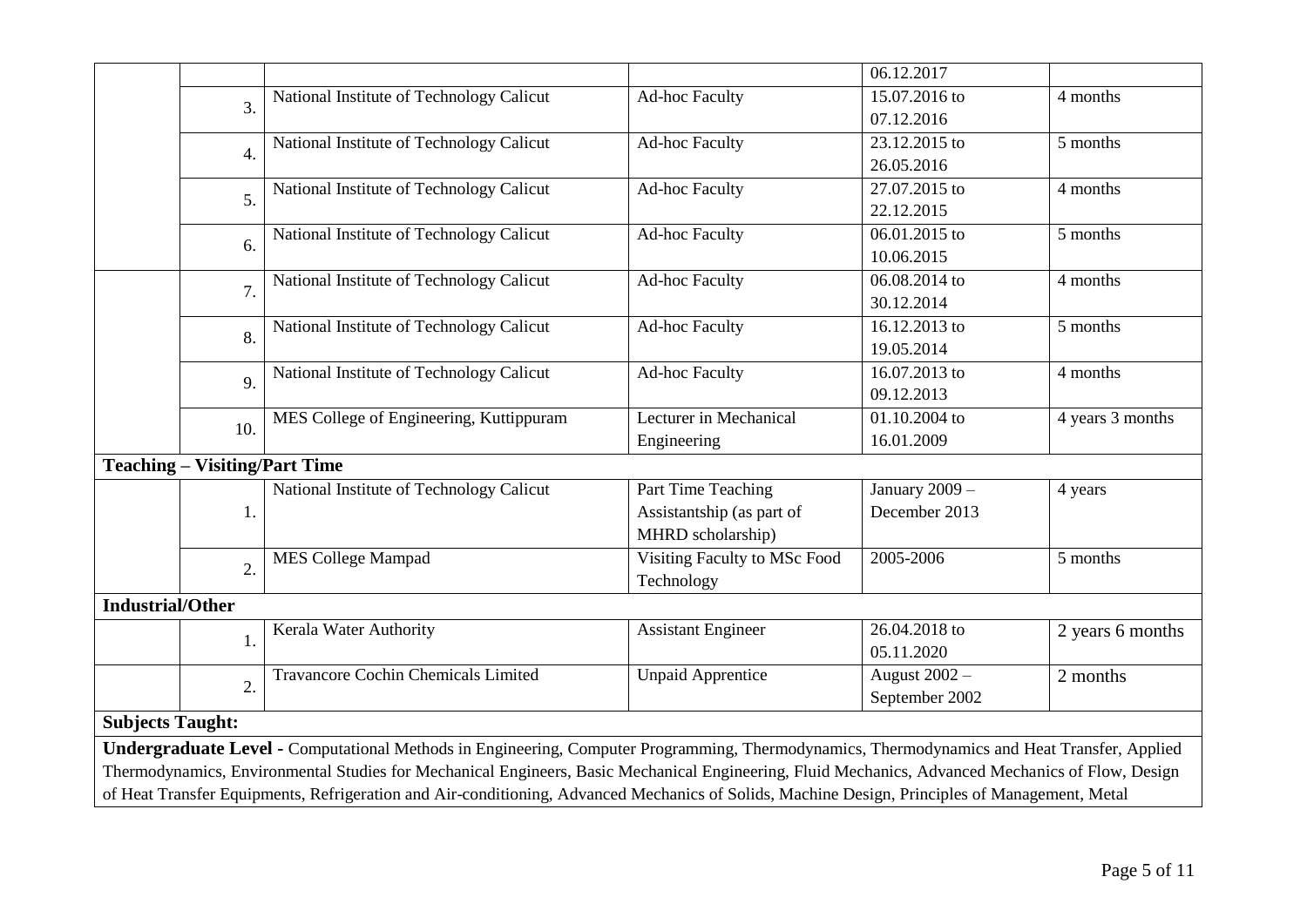| | | | | | |
|---|---|---|---|---|---|
| | | | | 06.12.2017 | |
| | 3. | National Institute of Technology Calicut | Ad-hoc Faculty | 15.07.2016 to 07.12.2016 | 4 months |
| | 4. | National Institute of Technology Calicut | Ad-hoc Faculty | 23.12.2015 to 26.05.2016 | 5 months |
| | 5. | National Institute of Technology Calicut | Ad-hoc Faculty | 27.07.2015 to 22.12.2015 | 4 months |
| | 6. | National Institute of Technology Calicut | Ad-hoc Faculty | 06.01.2015 to 10.06.2015 | 5 months |
| | 7. | National Institute of Technology Calicut | Ad-hoc Faculty | 06.08.2014 to 30.12.2014 | 4 months |
| | 8. | National Institute of Technology Calicut | Ad-hoc Faculty | 16.12.2013 to 19.05.2014 | 5 months |
| | 9. | National Institute of Technology Calicut | Ad-hoc Faculty | 16.07.2013 to 09.12.2013 | 4 months |
| | 10. | MES College of Engineering, Kuttippuram | Lecturer in Mechanical Engineering | 01.10.2004 to 16.01.2009 | 4 years 3 months |
| **Teaching – Visiting/Part Time** | | | | | |
| | 1. | National Institute of Technology Calicut | Part Time Teaching Assistantship (as part of MHRD scholarship) | January 2009 – December 2013 | 4 years |
| | 2. | MES College Mampad | Visiting Faculty to MSc Food Technology | 2005-2006 | 5 months |
| **Industrial/Other** | | | | | |
| | 1. | Kerala Water Authority | Assistant Engineer | 26.04.2018 to 05.11.2020 | 2 years 6 months |
| | 2. | Travancore Cochin Chemicals Limited | Unpaid Apprentice | August 2002 – September 2002 | 2 months |

**Subjects Taught:**

**Undergraduate Level -** Computational Methods in Engineering, Computer Programming, Thermodynamics, Thermodynamics and Heat Transfer, Applied Thermodynamics, Environmental Studies for Mechanical Engineers, Basic Mechanical Engineering, Fluid Mechanics, Advanced Mechanics of Flow, Design of Heat Transfer Equipments, Refrigeration and Air-conditioning, Advanced Mechanics of Solids, Machine Design, Principles of Management, Metal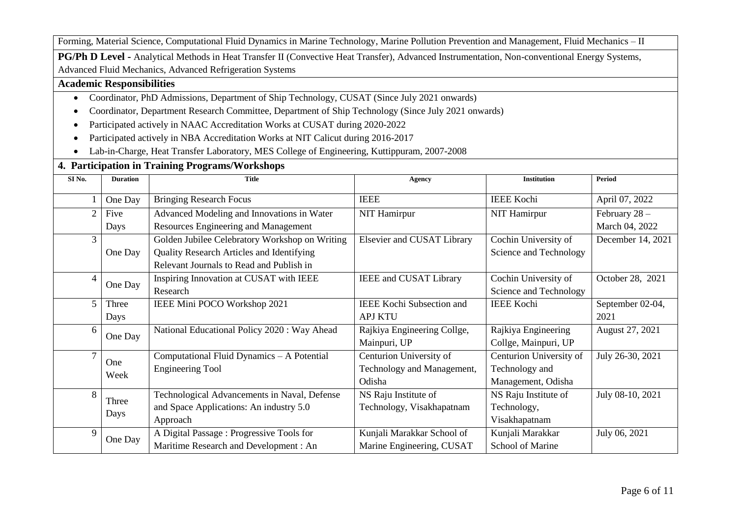Forming, Material Science, Computational Fluid Dynamics in Marine Technology, Marine Pollution Prevention and Management, Fluid Mechanics – II

**PG/Ph D Level -** Analytical Methods in Heat Transfer II (Convective Heat Transfer), Advanced Instrumentation, Non-conventional Energy Systems, Advanced Fluid Mechanics, Advanced Refrigeration Systems

**Academic Responsibilities**

- Coordinator, PhD Admissions, Department of Ship Technology, CUSAT (Since July 2021 onwards)
- Coordinator, Department Research Committee, Department of Ship Technology (Since July 2021 onwards)
- Participated actively in NAAC Accreditation Works at CUSAT during 2020-2022
- Participated actively in NBA Accreditation Works at NIT Calicut during 2016-2017
- Lab-in-Charge, Heat Transfer Laboratory, MES College of Engineering, Kuttippuram, 2007-2008

## 4. Participation in Training Programs/Workshops

| SI No. | Duration | Title | Agency | Institution | Period |
|---|---|---|---|---|---|
| 1 | One Day | Bringing Research Focus | IEEE | IEEE Kochi | April 07, 2022 |
| 2 | Five Days | Advanced Modeling and Innovations in Water Resources Engineering and Management | NIT Hamirpur | NIT Hamirpur | February 28 – March 04, 2022 |
| 3 | One Day | Golden Jubilee Celebratory Workshop on Writing Quality Research Articles and Identifying Relevant Journals to Read and Publish in | Elsevier and CUSAT Library | Cochin University of Science and Technology | December 14, 2021 |
| 4 | One Day | Inspiring Innovation at CUSAT with IEEE Research | IEEE and CUSAT Library | Cochin University of Science and Technology | October 28, 2021 |
| 5 | Three Days | IEEE Mini POCO Workshop 2021 | IEEE Kochi Subsection and APJ KTU | IEEE Kochi | September 02-04, 2021 |
| 6 | One Day | National Educational Policy 2020 : Way Ahead | Rajkiya Engineering Collge, Mainpuri, UP | Rajkiya Engineering Collge, Mainpuri, UP | August 27, 2021 |
| 7 | One Week | Computational Fluid Dynamics – A Potential Engineering Tool | Centurion University of Technology and Management, Odisha | Centurion University of Technology and Management, Odisha | July 26-30, 2021 |
| 8 | Three Days | Technological Advancements in Naval, Defense and Space Applications: An industry 5.0 Approach | NS Raju Institute of Technology, Visakhapatnam | NS Raju Institute of Technology, Visakhapatnam | July 08-10, 2021 |
| 9 | One Day | A Digital Passage : Progressive Tools for Maritime Research and Development : An | Kunjali Marakkar School of Marine Engineering, CUSAT | Kunjali Marakkar School of Marine | July 06, 2021 |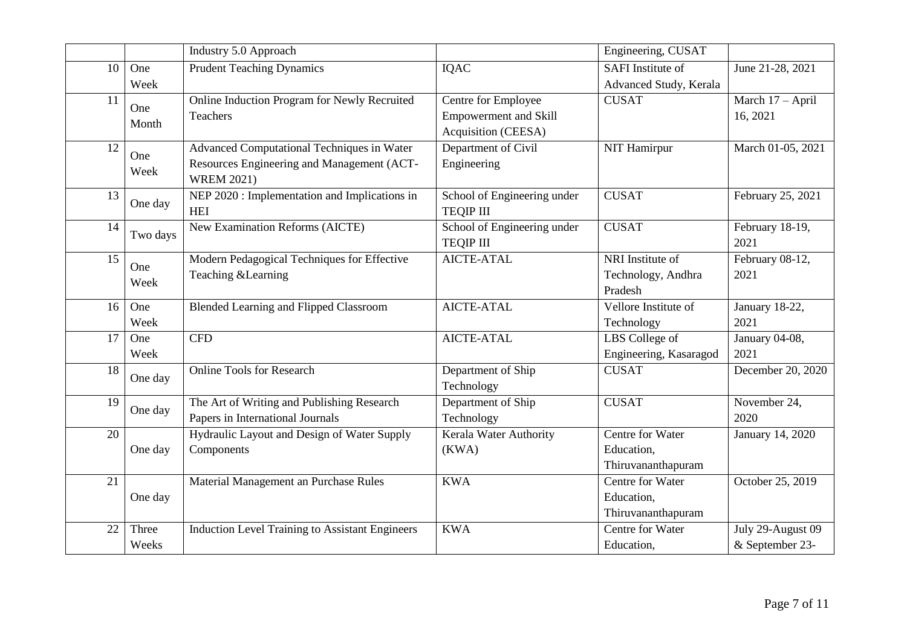| | | | | | |
|---|---|---|---|---|---|
| | | Industry 5.0 Approach | | Engineering, CUSAT | |
| 10 | One Week | Prudent Teaching Dynamics | IQAC | SAFI Institute of Advanced Study, Kerala | June 21-28, 2021 |
| 11 | One Month | Online Induction Program for Newly Recruited Teachers | Centre for Employee Empowerment and Skill Acquisition (CEESA) | CUSAT | March 17 – April 16, 2021 |
| 12 | One Week | Advanced Computational Techniques in Water Resources Engineering and Management (ACT-WREM 2021) | Department of Civil Engineering | NIT Hamirpur | March 01-05, 2021 |
| 13 | One day | NEP 2020 : Implementation and Implications in HEI | School of Engineering under TEQIP III | CUSAT | February 25, 2021 |
| 14 | Two days | New Examination Reforms (AICTE) | School of Engineering under TEQIP III | CUSAT | February 18-19, 2021 |
| 15 | One Week | Modern Pedagogical Techniques for Effective Teaching &Learning | AICTE-ATAL | NRI Institute of Technology, Andhra Pradesh | February 08-12, 2021 |
| 16 | One Week | Blended Learning and Flipped Classroom | AICTE-ATAL | Vellore Institute of Technology | January 18-22, 2021 |
| 17 | One Week | CFD | AICTE-ATAL | LBS College of Engineering, Kasaragod | January 04-08, 2021 |
| 18 | One day | Online Tools for Research | Department of Ship Technology | CUSAT | December 20, 2020 |
| 19 | One day | The Art of Writing and Publishing Research Papers in International Journals | Department of Ship Technology | CUSAT | November 24, 2020 |
| 20 | One day | Hydraulic Layout and Design of Water Supply Components | Kerala Water Authority (KWA) | Centre for Water Education, Thiruvananthapuram | January 14, 2020 |
| 21 | One day | Material Management an Purchase Rules | KWA | Centre for Water Education, Thiruvananthapuram | October 25, 2019 |
| 22 | Three Weeks | Induction Level Training to Assistant Engineers | KWA | Centre for Water Education, | July 29-August 09 & September 23- |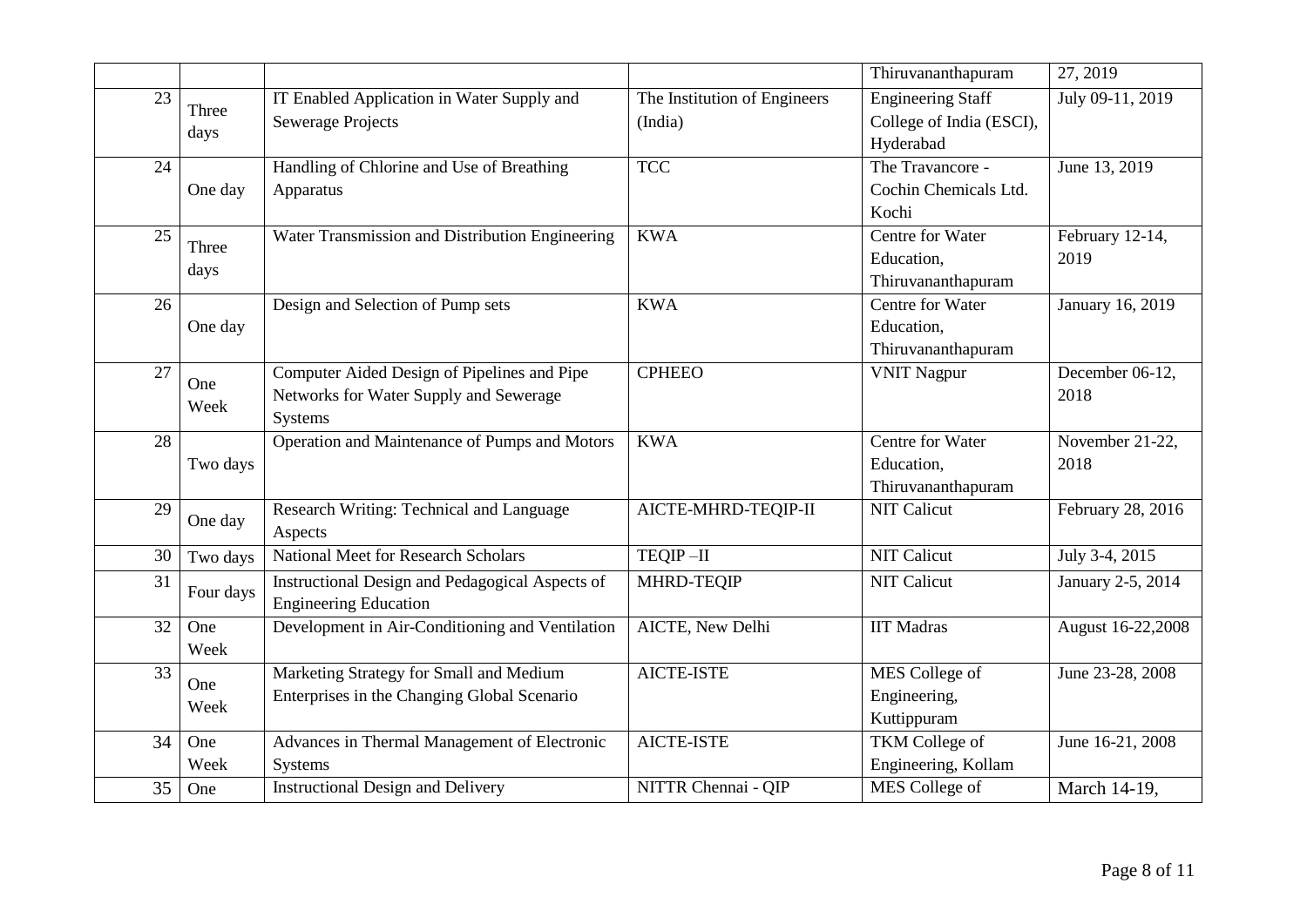|  |  |  |  | Thiruvananthapuram | 27, 2019 |
|---|---|---|---|---|---|
| 23 | Three days | IT Enabled Application in Water Supply and Sewerage Projects | The Institution of Engineers (India) | Engineering Staff College of India (ESCI), Hyderabad | July 09-11, 2019 |
| 24 | One day | Handling of Chlorine and Use of Breathing Apparatus | TCC | The Travancore - Cochin Chemicals Ltd. Kochi | June 13, 2019 |
| 25 | Three days | Water Transmission and Distribution Engineering | KWA | Centre for Water Education, Thiruvananthapuram | February 12-14, 2019 |
| 26 | One day | Design and Selection of Pump sets | KWA | Centre for Water Education, Thiruvananthapuram | January 16, 2019 |
| 27 | One Week | Computer Aided Design of Pipelines and Pipe Networks for Water Supply and Sewerage Systems | CPHEEO | VNIT Nagpur | December 06-12, 2018 |
| 28 | Two days | Operation and Maintenance of Pumps and Motors | KWA | Centre for Water Education, Thiruvananthapuram | November 21-22, 2018 |
| 29 | One day | Research Writing: Technical and Language Aspects | AICTE-MHRD-TEQIP-II | NIT Calicut | February 28, 2016 |
| 30 | Two days | National Meet for Research Scholars | TEQIP –II | NIT Calicut | July 3-4, 2015 |
| 31 | Four days | Instructional Design and Pedagogical Aspects of Engineering Education | MHRD-TEQIP | NIT Calicut | January 2-5, 2014 |
| 32 | One Week | Development in Air-Conditioning and Ventilation | AICTE, New Delhi | IIT Madras | August 16-22,2008 |
| 33 | One Week | Marketing Strategy for Small and Medium Enterprises in the Changing Global Scenario | AICTE-ISTE | MES College of Engineering, Kuttippuram | June 23-28, 2008 |
| 34 | One Week | Advances in Thermal Management of Electronic Systems | AICTE-ISTE | TKM College of Engineering, Kollam | June 16-21, 2008 |
| 35 | One | Instructional Design and Delivery | NITTR Chennai - QIP | MES College of | March 14-19, |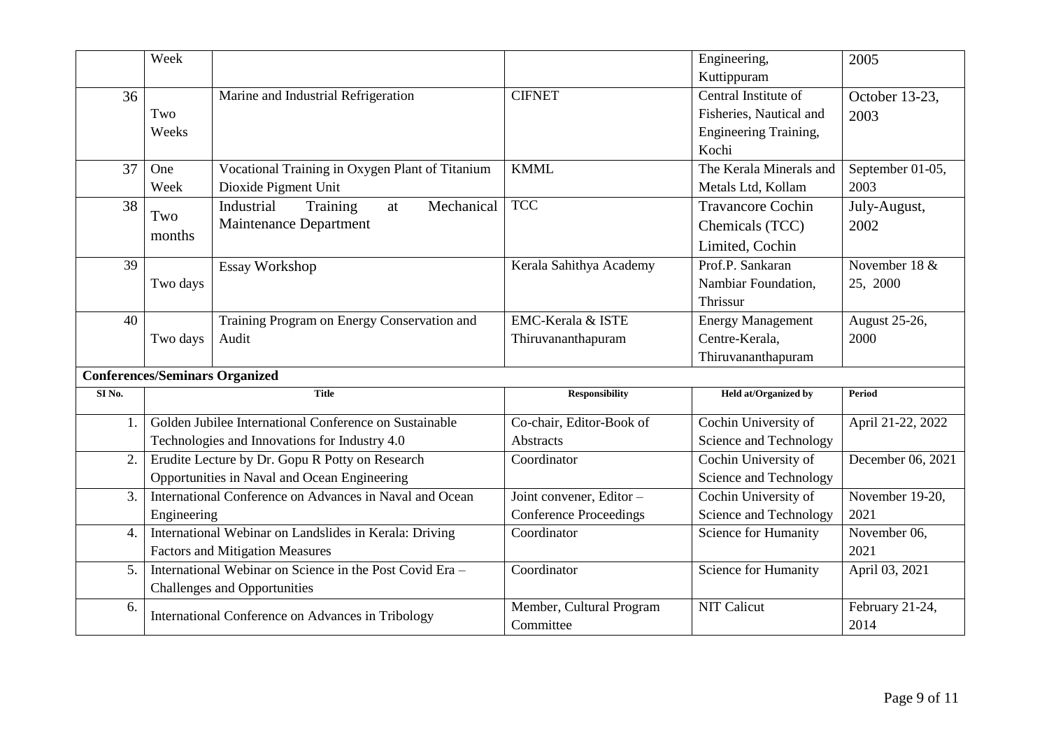| | Week | | | Engineering, Kuttippuram | 2005 |
|---|---|---|---|---|---|
| 36 | Two Weeks | Marine and Industrial Refrigeration | CIFNET | Central Institute of Fisheries, Nautical and Engineering Training, Kochi | October 13-23, 2003 |
| 37 | One Week | Vocational Training in Oxygen Plant of Titanium Dioxide Pigment Unit | KMML | The Kerala Minerals and Metals Ltd, Kollam | September 01-05, 2003 |
| 38 | Two months | Industrial Training at Mechanical Maintenance Department | TCC | Travancore Cochin Chemicals (TCC) Limited, Cochin | July-August, 2002 |
| 39 | Two days | Essay Workshop | Kerala Sahithya Academy | Prof.P. Sankaran Nambiar Foundation, Thrissur | November 18 & 25, 2000 |
| 40 | Two days | Training Program on Energy Conservation and Audit | EMC-Kerala & ISTE Thiruvananthapuram | Energy Management Centre-Kerala, Thiruvananthapuram | August 25-26, 2000 |

**Conferences/Seminars Organized**

| SI No. | Title | Responsibility | Held at/Organized by | Period |
|---|---|---|---|---|
| 1. | Golden Jubilee International Conference on Sustainable Technologies and Innovations for Industry 4.0 | Co-chair, Editor-Book of Abstracts | Cochin University of Science and Technology | April 21-22, 2022 |
| 2. | Erudite Lecture by Dr. Gopu R Potty on Research Opportunities in Naval and Ocean Engineering | Coordinator | Cochin University of Science and Technology | December 06, 2021 |
| 3. | International Conference on Advances in Naval and Ocean Engineering | Joint convener, Editor – Conference Proceedings | Cochin University of Science and Technology | November 19-20, 2021 |
| 4. | International Webinar on Landslides in Kerala: Driving Factors and Mitigation Measures | Coordinator | Science for Humanity | November 06, 2021 |
| 5. | International Webinar on Science in the Post Covid Era – Challenges and Opportunities | Coordinator | Science for Humanity | April 03, 2021 |
| 6. | International Conference on Advances in Tribology | Member, Cultural Program Committee | NIT Calicut | February 21-24, 2014 |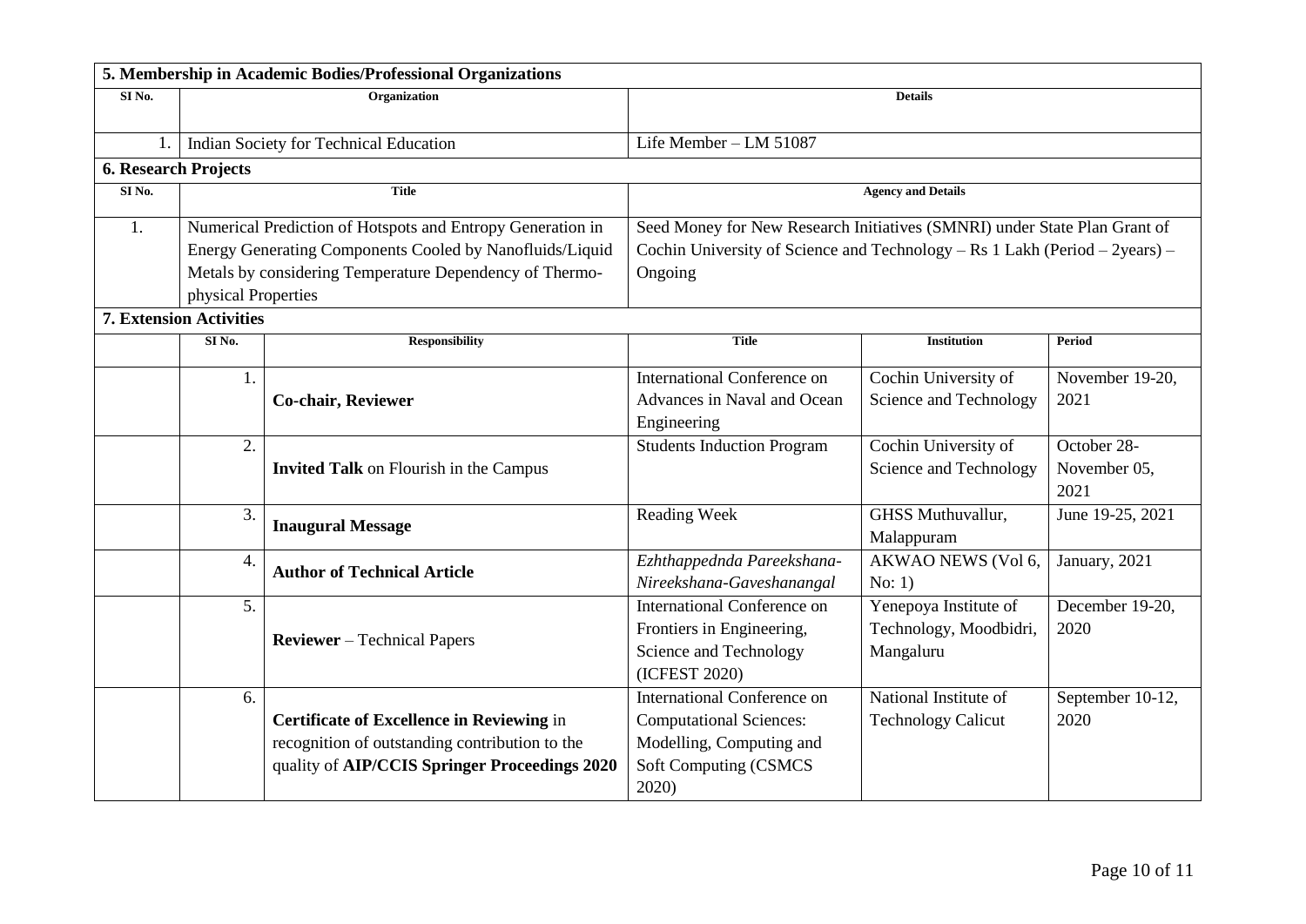## 5. Membership in Academic Bodies/Professional Organizations

| Sl No. | Organization | Details |
|---|---|---|
| 1. | Indian Society for Technical Education | Life Member – LM 51087 |

## 6. Research Projects

| Sl No. | Title | Agency and Details |
|---|---|---|
| 1. | Numerical Prediction of Hotspots and Entropy Generation in Energy Generating Components Cooled by Nanofluids/Liquid Metals by considering Temperature Dependency of Thermo-physical Properties | Seed Money for New Research Initiatives (SMNRI) under State Plan Grant of Cochin University of Science and Technology – Rs 1 Lakh (Period – 2years) – Ongoing |

## 7. Extension Activities

| Sl No. | Responsibility | Title | Institution | Period |
|---|---|---|---|---|
| 1. | **Co-chair, Reviewer** | International Conference on Advances in Naval and Ocean Engineering | Cochin University of Science and Technology | November 19-20, 2021 |
| 2. | **Invited Talk** on Flourish in the Campus | Students Induction Program | Cochin University of Science and Technology | October 28-November 05, 2021 |
| 3. | **Inaugural Message** | Reading Week | GHSS Muthuvallur, Malappuram | June 19-25, 2021 |
| 4. | **Author of Technical Article** | *Ezhthappednda Pareekshana-Nireekshana-Gaveshanangal* | AKWAO NEWS (Vol 6, No: 1) | January, 2021 |
| 5. | **Reviewer** – Technical Papers | International Conference on Frontiers in Engineering, Science and Technology (ICFEST 2020) | Yenepoya Institute of Technology, Moodbidri, Mangaluru | December 19-20, 2020 |
| 6. | **Certificate of Excellence in Reviewing** in recognition of outstanding contribution to the quality of **AIP/CCIS Springer Proceedings 2020** | International Conference on Computational Sciences: Modelling, Computing and Soft Computing (CSMCS 2020) | National Institute of Technology Calicut | September 10-12, 2020 |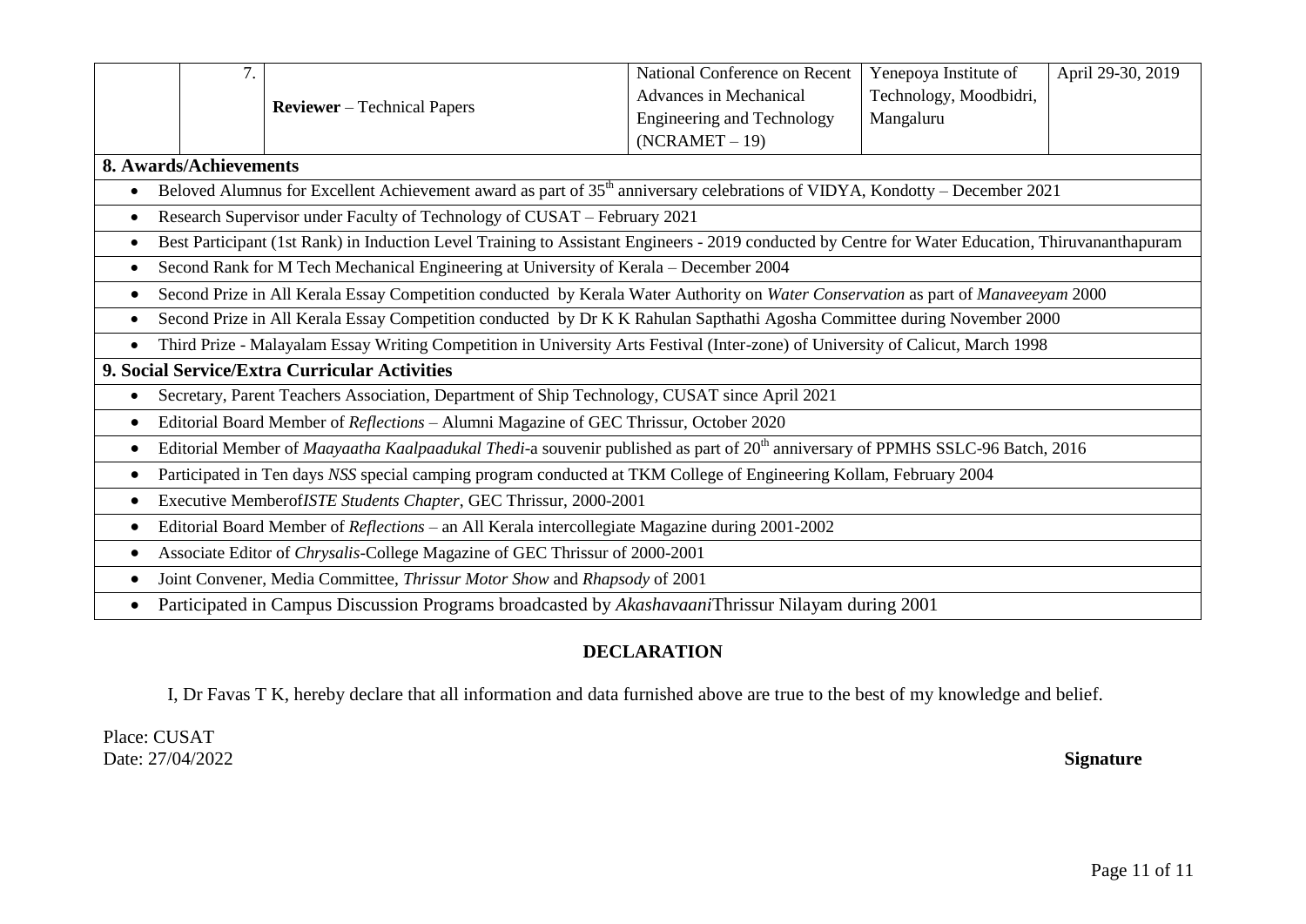| | | | | | |
|---|---|---|---|---|---|
| | 7. | **Reviewer** – Technical Papers | National Conference on Recent Advances in Mechanical Engineering and Technology (NCRAMET – 19) | Yenepoya Institute of Technology, Moodbidri, Mangaluru | April 29-30, 2019 |

**8. Awards/Achievements**

- Beloved Alumnus for Excellent Achievement award as part of 35th anniversary celebrations of VIDYA, Kondotty – December 2021
- Research Supervisor under Faculty of Technology of CUSAT – February 2021
- Best Participant (1st Rank) in Induction Level Training to Assistant Engineers - 2019 conducted by Centre for Water Education, Thiruvananthapuram
- Second Rank for M Tech Mechanical Engineering at University of Kerala – December 2004
- Second Prize in All Kerala Essay Competition conducted by Kerala Water Authority on *Water Conservation* as part of *Manaveeyam* 2000
- Second Prize in All Kerala Essay Competition conducted by Dr K K Rahulan Sapthathi Agosha Committee during November 2000
- Third Prize - Malayalam Essay Writing Competition in University Arts Festival (Inter-zone) of University of Calicut, March 1998

**9. Social Service/Extra Curricular Activities**

- Secretary, Parent Teachers Association, Department of Ship Technology, CUSAT since April 2021
- Editorial Board Member of *Reflections* – Alumni Magazine of GEC Thrissur, October 2020
- Editorial Member of *Maayaatha Kaalpaadukal Thedi*-a souvenir published as part of 20th anniversary of PPMHS SSLC-96 Batch, 2016
- Participated in Ten days *NSS* special camping program conducted at TKM College of Engineering Kollam, February 2004
- Executive Memberof*ISTE Students Chapter*, GEC Thrissur, 2000-2001
- Editorial Board Member of *Reflections* – an All Kerala intercollegiate Magazine during 2001-2002
- Associate Editor of *Chrysalis*-College Magazine of GEC Thrissur of 2000-2001
- Joint Convener, Media Committee, *Thrissur Motor Show* and *Rhapsody* of 2001
- Participated in Campus Discussion Programs broadcasted by *Akashavaani*Thrissur Nilayam during 2001

**DECLARATION**

I, Dr Favas T K, hereby declare that all information and data furnished above are true to the best of my knowledge and belief.

Place: CUSAT
Date: 27/04/2022

**Signature**